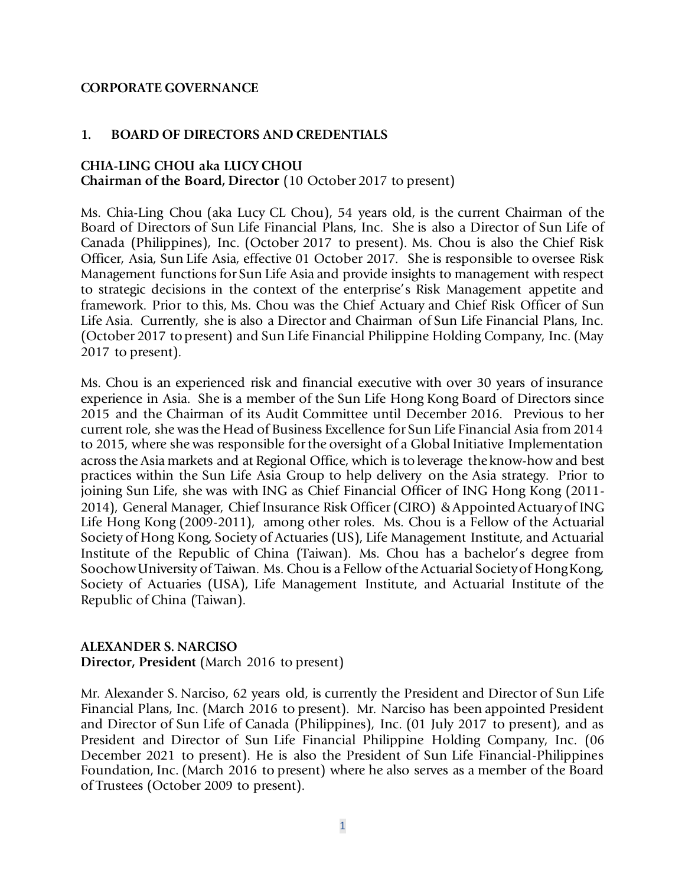**CORPORATE GOVERNANCE**

## 1. BOARD OF DIRECTORS AND CREDENTIALS

**CHIA-LING CHOU aka LUCY CHOU**
**Chairman of the Board, Director** (10 October 2017 to present)

Ms. Chia-Ling Chou (aka Lucy CL Chou), 54 years old, is the current Chairman of the Board of Directors of Sun Life Financial Plans, Inc. She is also a Director of Sun Life of Canada (Philippines), Inc. (October 2017 to present). Ms. Chou is also the Chief Risk Officer, Asia, Sun Life Asia, effective 01 October 2017. She is responsible to oversee Risk Management functions for Sun Life Asia and provide insights to management with respect to strategic decisions in the context of the enterprise's Risk Management appetite and framework. Prior to this, Ms. Chou was the Chief Actuary and Chief Risk Officer of Sun Life Asia. Currently, she is also a Director and Chairman of Sun Life Financial Plans, Inc. (October 2017 to present) and Sun Life Financial Philippine Holding Company, Inc. (May 2017 to present).

Ms. Chou is an experienced risk and financial executive with over 30 years of insurance experience in Asia. She is a member of the Sun Life Hong Kong Board of Directors since 2015 and the Chairman of its Audit Committee until December 2016. Previous to her current role, she was the Head of Business Excellence for Sun Life Financial Asia from 2014 to 2015, where she was responsible for the oversight of a Global Initiative Implementation across the Asia markets and at Regional Office, which is to leverage the know-how and best practices within the Sun Life Asia Group to help delivery on the Asia strategy. Prior to joining Sun Life, she was with ING as Chief Financial Officer of ING Hong Kong (2011-2014), General Manager, Chief Insurance Risk Officer (CIRO) & Appointed Actuary of ING Life Hong Kong (2009-2011), among other roles. Ms. Chou is a Fellow of the Actuarial Society of Hong Kong, Society of Actuaries (US), Life Management Institute, and Actuarial Institute of the Republic of China (Taiwan). Ms. Chou has a bachelor's degree from Soochow University of Taiwan. Ms. Chou is a Fellow of the Actuarial Society of Hong Kong, Society of Actuaries (USA), Life Management Institute, and Actuarial Institute of the Republic of China (Taiwan).

**ALEXANDER S. NARCISO**
**Director, President** (March 2016 to present)

Mr. Alexander S. Narciso, 62 years old, is currently the President and Director of Sun Life Financial Plans, Inc. (March 2016 to present). Mr. Narciso has been appointed President and Director of Sun Life of Canada (Philippines), Inc. (01 July 2017 to present), and as President and Director of Sun Life Financial Philippine Holding Company, Inc. (06 December 2021 to present). He is also the President of Sun Life Financial-Philippines Foundation, Inc. (March 2016 to present) where he also serves as a member of the Board of Trustees (October 2009 to present).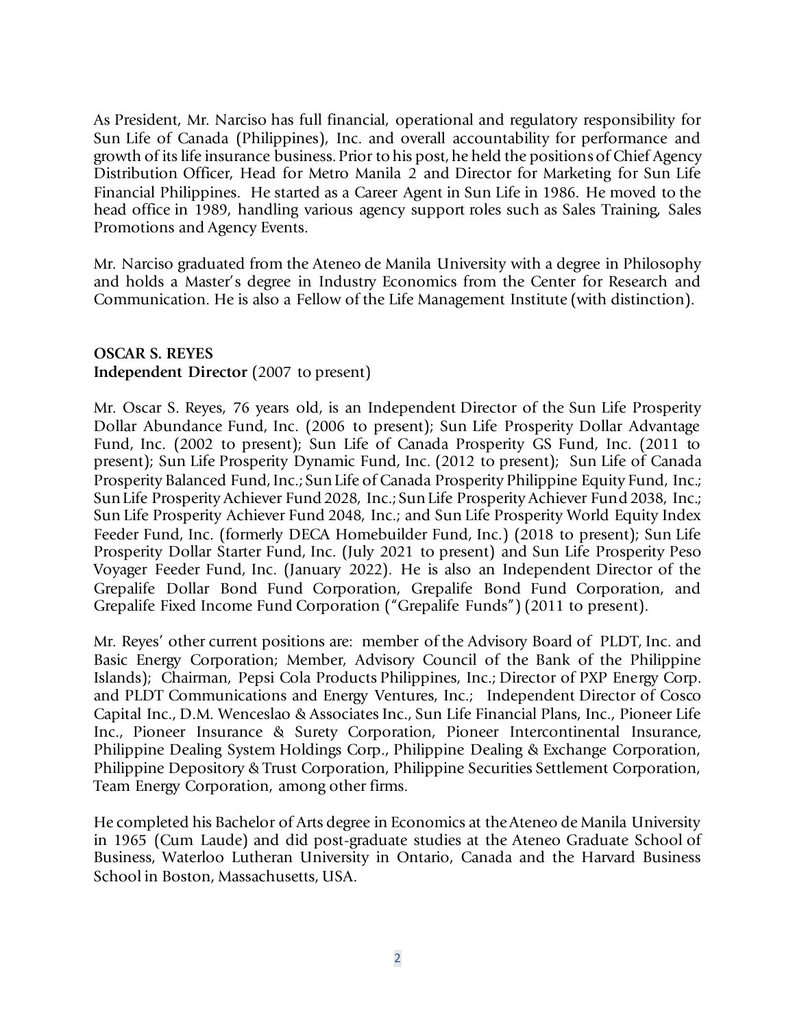As President, Mr. Narciso has full financial, operational and regulatory responsibility for Sun Life of Canada (Philippines), Inc. and overall accountability for performance and growth of its life insurance business. Prior to his post, he held the positions of Chief Agency Distribution Officer, Head for Metro Manila 2 and Director for Marketing for Sun Life Financial Philippines. He started as a Career Agent in Sun Life in 1986. He moved to the head office in 1989, handling various agency support roles such as Sales Training, Sales Promotions and Agency Events.

Mr. Narciso graduated from the Ateneo de Manila University with a degree in Philosophy and holds a Master's degree in Industry Economics from the Center for Research and Communication. He is also a Fellow of the Life Management Institute (with distinction).

**OSCAR S. REYES**
**Independent Director** (2007 to present)

Mr. Oscar S. Reyes, 76 years old, is an Independent Director of the Sun Life Prosperity Dollar Abundance Fund, Inc. (2006 to present); Sun Life Prosperity Dollar Advantage Fund, Inc. (2002 to present); Sun Life of Canada Prosperity GS Fund, Inc. (2011 to present); Sun Life Prosperity Dynamic Fund, Inc. (2012 to present); Sun Life of Canada Prosperity Balanced Fund, Inc.; Sun Life of Canada Prosperity Philippine Equity Fund, Inc.; Sun Life Prosperity Achiever Fund 2028, Inc.; Sun Life Prosperity Achiever Fund 2038, Inc.; Sun Life Prosperity Achiever Fund 2048, Inc.; and Sun Life Prosperity World Equity Index Feeder Fund, Inc. (formerly DECA Homebuilder Fund, Inc.) (2018 to present); Sun Life Prosperity Dollar Starter Fund, Inc. (July 2021 to present) and Sun Life Prosperity Peso Voyager Feeder Fund, Inc. (January 2022). He is also an Independent Director of the Grepalife Dollar Bond Fund Corporation, Grepalife Bond Fund Corporation, and Grepalife Fixed Income Fund Corporation ("Grepalife Funds") (2011 to present).

Mr. Reyes' other current positions are: member of the Advisory Board of PLDT, Inc. and Basic Energy Corporation; Member, Advisory Council of the Bank of the Philippine Islands); Chairman, Pepsi Cola Products Philippines, Inc.; Director of PXP Energy Corp. and PLDT Communications and Energy Ventures, Inc.; Independent Director of Cosco Capital Inc., D.M. Wenceslao & Associates Inc., Sun Life Financial Plans, Inc., Pioneer Life Inc., Pioneer Insurance & Surety Corporation, Pioneer Intercontinental Insurance, Philippine Dealing System Holdings Corp., Philippine Dealing & Exchange Corporation, Philippine Depository & Trust Corporation, Philippine Securities Settlement Corporation, Team Energy Corporation, among other firms.

He completed his Bachelor of Arts degree in Economics at the Ateneo de Manila University in 1965 (Cum Laude) and did post-graduate studies at the Ateneo Graduate School of Business, Waterloo Lutheran University in Ontario, Canada and the Harvard Business School in Boston, Massachusetts, USA.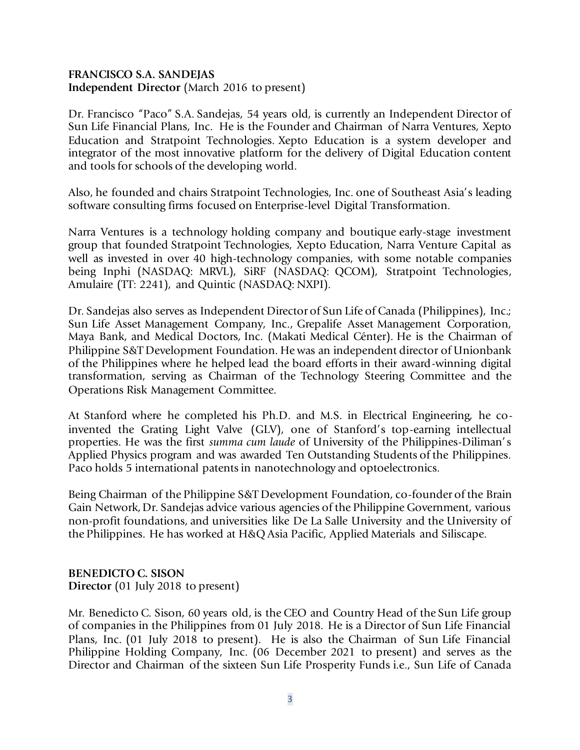**FRANCISCO S.A. SANDEJAS**
**Independent Director** (March 2016 to present)

Dr. Francisco "Paco" S.A. Sandejas, 54 years old, is currently an Independent Director of Sun Life Financial Plans, Inc. He is the Founder and Chairman of Narra Ventures, Xepto Education and Stratpoint Technologies. Xepto Education is a system developer and integrator of the most innovative platform for the delivery of Digital Education content and tools for schools of the developing world.

Also, he founded and chairs Stratpoint Technologies, Inc. one of Southeast Asia's leading software consulting firms focused on Enterprise-level Digital Transformation.

Narra Ventures is a technology holding company and boutique early-stage investment group that founded Stratpoint Technologies, Xepto Education, Narra Venture Capital as well as invested in over 40 high-technology companies, with some notable companies being Inphi (NASDAQ: MRVL), SiRF (NASDAQ: QCOM), Stratpoint Technologies, Amulaire (TT: 2241), and Quintic (NASDAQ: NXPI).

Dr. Sandejas also serves as Independent Director of Sun Life of Canada (Philippines), Inc.; Sun Life Asset Management Company, Inc., Grepalife Asset Management Corporation, Maya Bank, and Medical Doctors, Inc. (Makati Medical Cénter). He is the Chairman of Philippine S&T Development Foundation. He was an independent director of Unionbank of the Philippines where he helped lead the board efforts in their award-winning digital transformation, serving as Chairman of the Technology Steering Committee and the Operations Risk Management Committee.

At Stanford where he completed his Ph.D. and M.S. in Electrical Engineering, he co-invented the Grating Light Valve (GLV), one of Stanford's top-earning intellectual properties. He was the first *summa cum laude* of University of the Philippines-Diliman's Applied Physics program and was awarded Ten Outstanding Students of the Philippines. Paco holds 5 international patents in nanotechnology and optoelectronics.

Being Chairman of the Philippine S&T Development Foundation, co-founder of the Brain Gain Network, Dr. Sandejas advice various agencies of the Philippine Government, various non-profit foundations, and universities like De La Salle University and the University of the Philippines. He has worked at H&Q Asia Pacific, Applied Materials and Siliscape.

**BENEDICTO C. SISON**
**Director** (01 July 2018 to present)

Mr. Benedicto C. Sison, 60 years old, is the CEO and Country Head of the Sun Life group of companies in the Philippines from 01 July 2018. He is a Director of Sun Life Financial Plans, Inc. (01 July 2018 to present). He is also the Chairman of Sun Life Financial Philippine Holding Company, Inc. (06 December 2021 to present) and serves as the Director and Chairman of the sixteen Sun Life Prosperity Funds i.e., Sun Life of Canada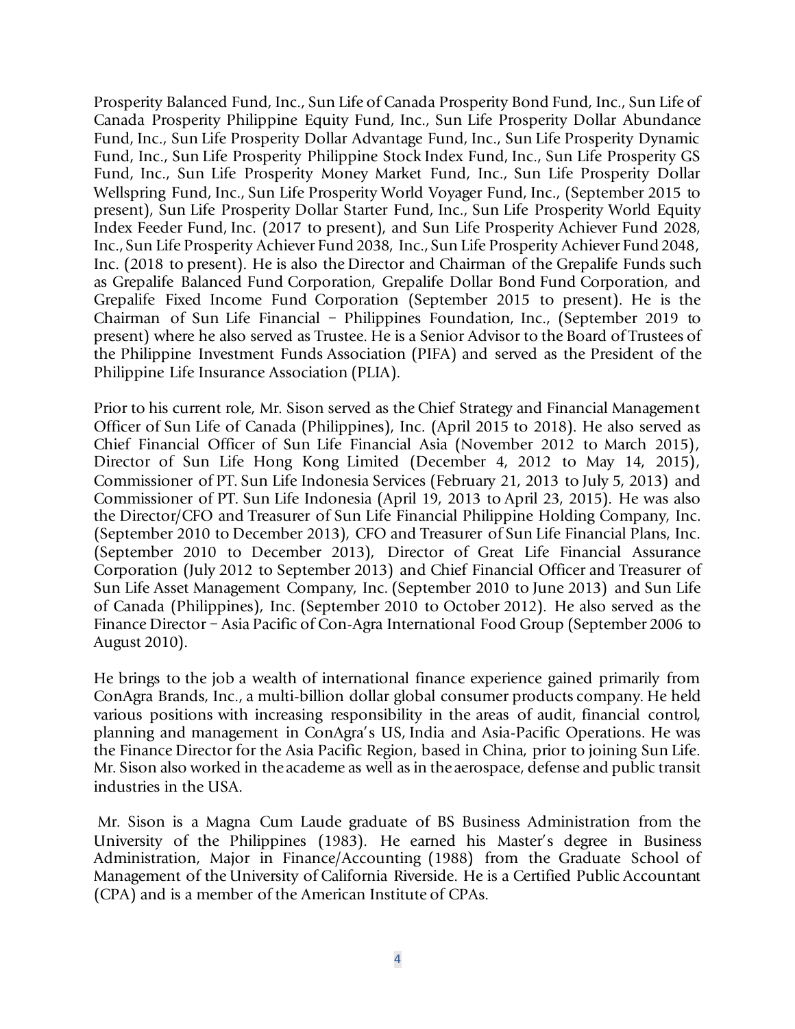Prosperity Balanced Fund, Inc., Sun Life of Canada Prosperity Bond Fund, Inc., Sun Life of Canada Prosperity Philippine Equity Fund, Inc., Sun Life Prosperity Dollar Abundance Fund, Inc., Sun Life Prosperity Dollar Advantage Fund, Inc., Sun Life Prosperity Dynamic Fund, Inc., Sun Life Prosperity Philippine Stock Index Fund, Inc., Sun Life Prosperity GS Fund, Inc., Sun Life Prosperity Money Market Fund, Inc., Sun Life Prosperity Dollar Wellspring Fund, Inc., Sun Life Prosperity World Voyager Fund, Inc., (September 2015 to present), Sun Life Prosperity Dollar Starter Fund, Inc., Sun Life Prosperity World Equity Index Feeder Fund, Inc. (2017 to present), and Sun Life Prosperity Achiever Fund 2028, Inc., Sun Life Prosperity Achiever Fund 2038, Inc., Sun Life Prosperity Achiever Fund 2048, Inc. (2018 to present). He is also the Director and Chairman of the Grepalife Funds such as Grepalife Balanced Fund Corporation, Grepalife Dollar Bond Fund Corporation, and Grepalife Fixed Income Fund Corporation (September 2015 to present). He is the Chairman of Sun Life Financial – Philippines Foundation, Inc., (September 2019 to present) where he also served as Trustee. He is a Senior Advisor to the Board of Trustees of the Philippine Investment Funds Association (PIFA) and served as the President of the Philippine Life Insurance Association (PLIA).

Prior to his current role, Mr. Sison served as the Chief Strategy and Financial Management Officer of Sun Life of Canada (Philippines), Inc. (April 2015 to 2018). He also served as Chief Financial Officer of Sun Life Financial Asia (November 2012 to March 2015), Director of Sun Life Hong Kong Limited (December 4, 2012 to May 14, 2015), Commissioner of PT. Sun Life Indonesia Services (February 21, 2013 to July 5, 2013) and Commissioner of PT. Sun Life Indonesia (April 19, 2013 to April 23, 2015). He was also the Director/CFO and Treasurer of Sun Life Financial Philippine Holding Company, Inc. (September 2010 to December 2013), CFO and Treasurer of Sun Life Financial Plans, Inc. (September 2010 to December 2013), Director of Great Life Financial Assurance Corporation (July 2012 to September 2013) and Chief Financial Officer and Treasurer of Sun Life Asset Management Company, Inc. (September 2010 to June 2013) and Sun Life of Canada (Philippines), Inc. (September 2010 to October 2012). He also served as the Finance Director – Asia Pacific of Con-Agra International Food Group (September 2006 to August 2010).

He brings to the job a wealth of international finance experience gained primarily from ConAgra Brands, Inc., a multi-billion dollar global consumer products company. He held various positions with increasing responsibility in the areas of audit, financial control, planning and management in ConAgra's US, India and Asia-Pacific Operations. He was the Finance Director for the Asia Pacific Region, based in China, prior to joining Sun Life. Mr. Sison also worked in the academe as well as in the aerospace, defense and public transit industries in the USA.

Mr. Sison is a Magna Cum Laude graduate of BS Business Administration from the University of the Philippines (1983). He earned his Master's degree in Business Administration, Major in Finance/Accounting (1988) from the Graduate School of Management of the University of California Riverside. He is a Certified Public Accountant (CPA) and is a member of the American Institute of CPAs.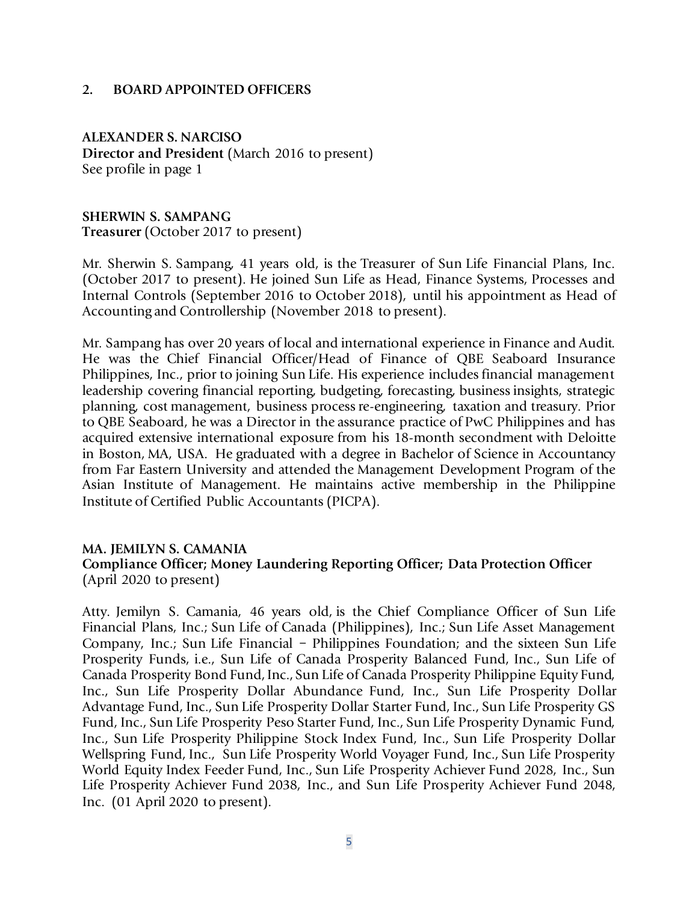## 2. BOARD APPOINTED OFFICERS

**ALEXANDER S. NARCISO**
**Director and President** (March 2016 to present)
See profile in page 1

**SHERWIN S. SAMPANG**
**Treasurer** (October 2017 to present)

Mr. Sherwin S. Sampang, 41 years old, is the Treasurer of Sun Life Financial Plans, Inc. (October 2017 to present). He joined Sun Life as Head, Finance Systems, Processes and Internal Controls (September 2016 to October 2018), until his appointment as Head of Accounting and Controllership (November 2018 to present).

Mr. Sampang has over 20 years of local and international experience in Finance and Audit. He was the Chief Financial Officer/Head of Finance of QBE Seaboard Insurance Philippines, Inc., prior to joining Sun Life. His experience includes financial management leadership covering financial reporting, budgeting, forecasting, business insights, strategic planning, cost management, business process re-engineering, taxation and treasury. Prior to QBE Seaboard, he was a Director in the assurance practice of PwC Philippines and has acquired extensive international exposure from his 18-month secondment with Deloitte in Boston, MA, USA. He graduated with a degree in Bachelor of Science in Accountancy from Far Eastern University and attended the Management Development Program of the Asian Institute of Management. He maintains active membership in the Philippine Institute of Certified Public Accountants (PICPA).

**MA. JEMILYN S. CAMANIA**
**Compliance Officer; Money Laundering Reporting Officer; Data Protection Officer** (April 2020 to present)

Atty. Jemilyn S. Camania, 46 years old, is the Chief Compliance Officer of Sun Life Financial Plans, Inc.; Sun Life of Canada (Philippines), Inc.; Sun Life Asset Management Company, Inc.; Sun Life Financial – Philippines Foundation; and the sixteen Sun Life Prosperity Funds, i.e., Sun Life of Canada Prosperity Balanced Fund, Inc., Sun Life of Canada Prosperity Bond Fund, Inc., Sun Life of Canada Prosperity Philippine Equity Fund, Inc., Sun Life Prosperity Dollar Abundance Fund, Inc., Sun Life Prosperity Dollar Advantage Fund, Inc., Sun Life Prosperity Dollar Starter Fund, Inc., Sun Life Prosperity GS Fund, Inc., Sun Life Prosperity Peso Starter Fund, Inc., Sun Life Prosperity Dynamic Fund, Inc., Sun Life Prosperity Philippine Stock Index Fund, Inc., Sun Life Prosperity Dollar Wellspring Fund, Inc., Sun Life Prosperity World Voyager Fund, Inc., Sun Life Prosperity World Equity Index Feeder Fund, Inc., Sun Life Prosperity Achiever Fund 2028, Inc., Sun Life Prosperity Achiever Fund 2038, Inc., and Sun Life Prosperity Achiever Fund 2048, Inc. (01 April 2020 to present).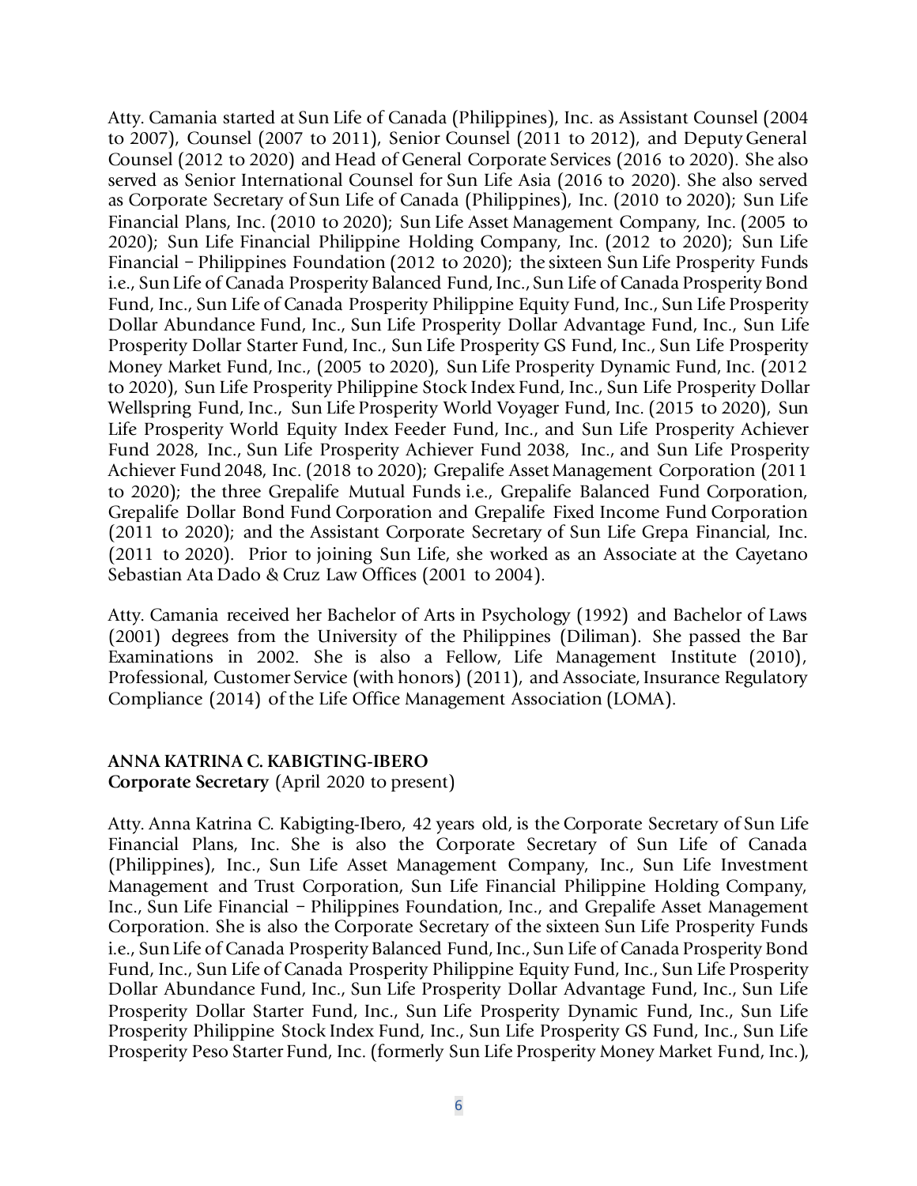Atty. Camania started at Sun Life of Canada (Philippines), Inc. as Assistant Counsel (2004 to 2007), Counsel (2007 to 2011), Senior Counsel (2011 to 2012), and Deputy General Counsel (2012 to 2020) and Head of General Corporate Services (2016 to 2020). She also served as Senior International Counsel for Sun Life Asia (2016 to 2020). She also served as Corporate Secretary of Sun Life of Canada (Philippines), Inc. (2010 to 2020); Sun Life Financial Plans, Inc. (2010 to 2020); Sun Life Asset Management Company, Inc. (2005 to 2020); Sun Life Financial Philippine Holding Company, Inc. (2012 to 2020); Sun Life Financial – Philippines Foundation (2012 to 2020); the sixteen Sun Life Prosperity Funds i.e., Sun Life of Canada Prosperity Balanced Fund, Inc., Sun Life of Canada Prosperity Bond Fund, Inc., Sun Life of Canada Prosperity Philippine Equity Fund, Inc., Sun Life Prosperity Dollar Abundance Fund, Inc., Sun Life Prosperity Dollar Advantage Fund, Inc., Sun Life Prosperity Dollar Starter Fund, Inc., Sun Life Prosperity GS Fund, Inc., Sun Life Prosperity Money Market Fund, Inc., (2005 to 2020), Sun Life Prosperity Dynamic Fund, Inc. (2012 to 2020), Sun Life Prosperity Philippine Stock Index Fund, Inc., Sun Life Prosperity Dollar Wellspring Fund, Inc., Sun Life Prosperity World Voyager Fund, Inc. (2015 to 2020), Sun Life Prosperity World Equity Index Feeder Fund, Inc., and Sun Life Prosperity Achiever Fund 2028, Inc., Sun Life Prosperity Achiever Fund 2038, Inc., and Sun Life Prosperity Achiever Fund 2048, Inc. (2018 to 2020); Grepalife Asset Management Corporation (2011 to 2020); the three Grepalife Mutual Funds i.e., Grepalife Balanced Fund Corporation, Grepalife Dollar Bond Fund Corporation and Grepalife Fixed Income Fund Corporation (2011 to 2020); and the Assistant Corporate Secretary of Sun Life Grepa Financial, Inc. (2011 to 2020). Prior to joining Sun Life, she worked as an Associate at the Cayetano Sebastian Ata Dado & Cruz Law Offices (2001 to 2004).

Atty. Camania received her Bachelor of Arts in Psychology (1992) and Bachelor of Laws (2001) degrees from the University of the Philippines (Diliman). She passed the Bar Examinations in 2002. She is also a Fellow, Life Management Institute (2010), Professional, Customer Service (with honors) (2011), and Associate, Insurance Regulatory Compliance (2014) of the Life Office Management Association (LOMA).

**ANNA KATRINA C. KABIGTING-IBERO**
**Corporate Secretary** (April 2020 to present)

Atty. Anna Katrina C. Kabigting-Ibero, 42 years old, is the Corporate Secretary of Sun Life Financial Plans, Inc. She is also the Corporate Secretary of Sun Life of Canada (Philippines), Inc., Sun Life Asset Management Company, Inc., Sun Life Investment Management and Trust Corporation, Sun Life Financial Philippine Holding Company, Inc., Sun Life Financial – Philippines Foundation, Inc., and Grepalife Asset Management Corporation. She is also the Corporate Secretary of the sixteen Sun Life Prosperity Funds i.e., Sun Life of Canada Prosperity Balanced Fund, Inc., Sun Life of Canada Prosperity Bond Fund, Inc., Sun Life of Canada Prosperity Philippine Equity Fund, Inc., Sun Life Prosperity Dollar Abundance Fund, Inc., Sun Life Prosperity Dollar Advantage Fund, Inc., Sun Life Prosperity Dollar Starter Fund, Inc., Sun Life Prosperity Dynamic Fund, Inc., Sun Life Prosperity Philippine Stock Index Fund, Inc., Sun Life Prosperity GS Fund, Inc., Sun Life Prosperity Peso Starter Fund, Inc. (formerly Sun Life Prosperity Money Market Fund, Inc.),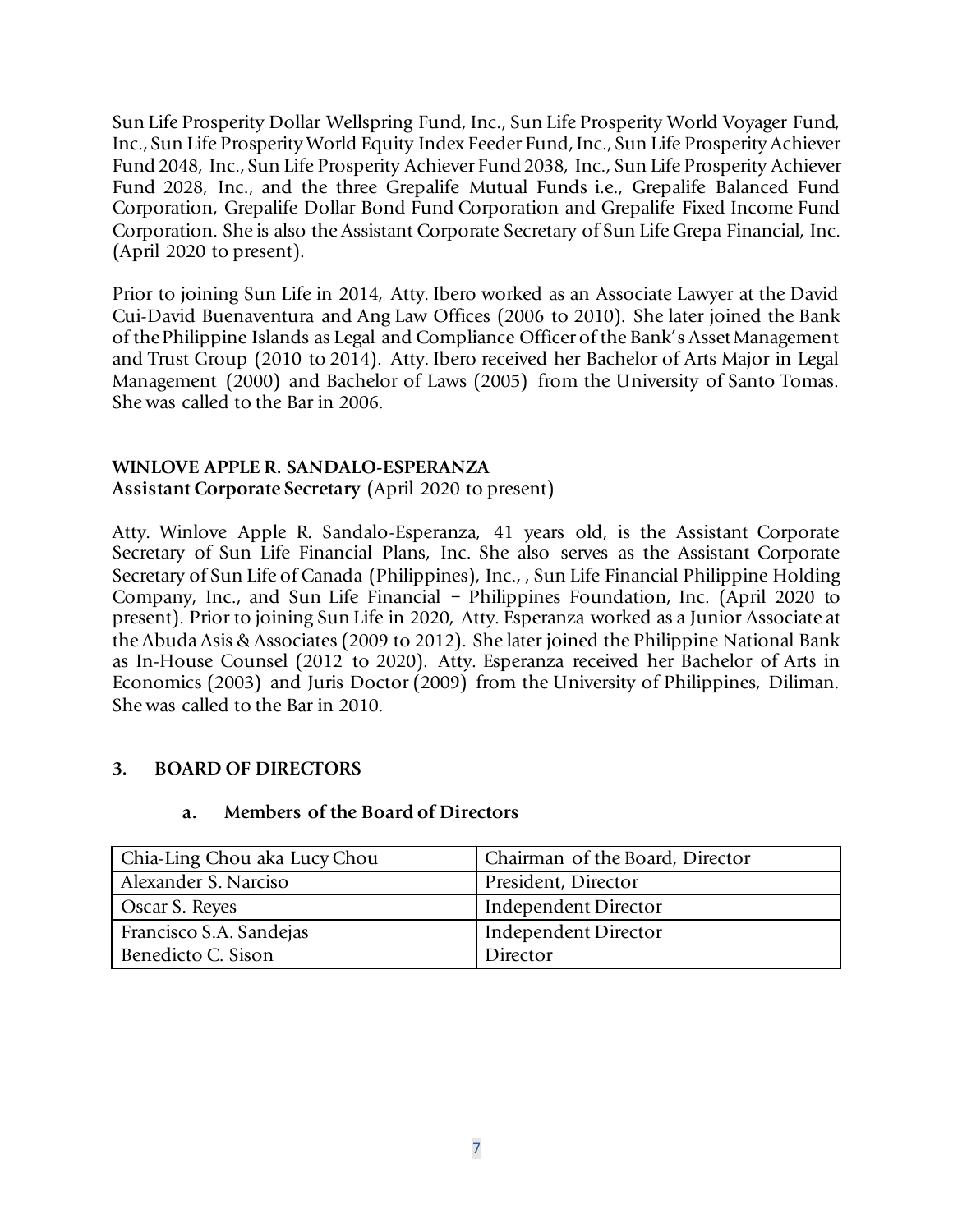Sun Life Prosperity Dollar Wellspring Fund, Inc., Sun Life Prosperity World Voyager Fund, Inc., Sun Life Prosperity World Equity Index Feeder Fund, Inc., Sun Life Prosperity Achiever Fund 2048, Inc., Sun Life Prosperity Achiever Fund 2038, Inc., Sun Life Prosperity Achiever Fund 2028, Inc., and the three Grepalife Mutual Funds i.e., Grepalife Balanced Fund Corporation, Grepalife Dollar Bond Fund Corporation and Grepalife Fixed Income Fund Corporation. She is also the Assistant Corporate Secretary of Sun Life Grepa Financial, Inc. (April 2020 to present).

Prior to joining Sun Life in 2014, Atty. Ibero worked as an Associate Lawyer at the David Cui-David Buenaventura and Ang Law Offices (2006 to 2010). She later joined the Bank of the Philippine Islands as Legal and Compliance Officer of the Bank's Asset Management and Trust Group (2010 to 2014). Atty. Ibero received her Bachelor of Arts Major in Legal Management (2000) and Bachelor of Laws (2005) from the University of Santo Tomas. She was called to the Bar in 2006.

**WINLOVE APPLE R. SANDALO-ESPERANZA**
**Assistant Corporate Secretary** (April 2020 to present)

Atty. Winlove Apple R. Sandalo-Esperanza, 41 years old, is the Assistant Corporate Secretary of Sun Life Financial Plans, Inc. She also serves as the Assistant Corporate Secretary of Sun Life of Canada (Philippines), Inc., , Sun Life Financial Philippine Holding Company, Inc., and Sun Life Financial – Philippines Foundation, Inc. (April 2020 to present). Prior to joining Sun Life in 2020, Atty. Esperanza worked as a Junior Associate at the Abuda Asis & Associates (2009 to 2012). She later joined the Philippine National Bank as In-House Counsel (2012 to 2020). Atty. Esperanza received her Bachelor of Arts in Economics (2003) and Juris Doctor (2009) from the University of Philippines, Diliman. She was called to the Bar in 2010.

## 3. BOARD OF DIRECTORS

### a. Members of the Board of Directors

| Name | Position |
|---|---|
| Chia-Ling Chou aka Lucy Chou | Chairman of the Board, Director |
| Alexander S. Narciso | President, Director |
| Oscar S. Reyes | Independent Director |
| Francisco S.A. Sandejas | Independent Director |
| Benedicto C. Sison | Director |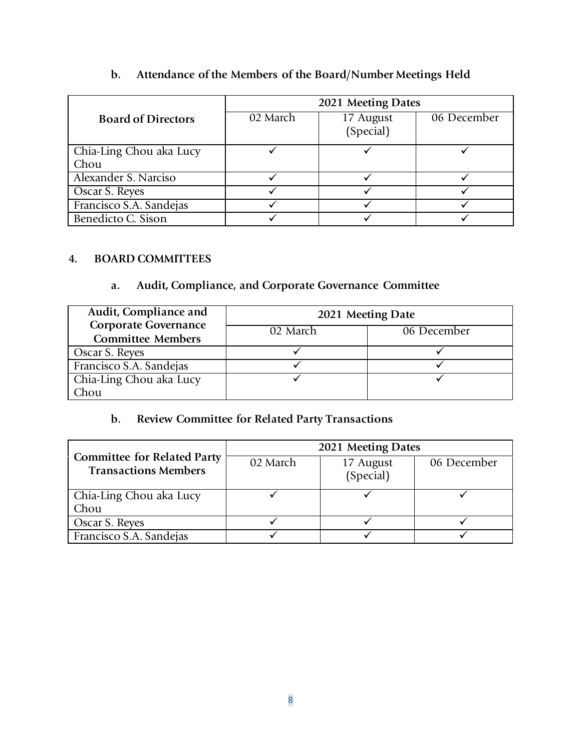### b. Attendance of the Members of the Board/Number Meetings Held

| Board of Directors | 2021 Meeting Dates | | |
|---|---|---|---|
| | 02 March | 17 August (Special) | 06 December |
| Chia-Ling Chou aka Lucy Chou | ✓ | ✓ | ✓ |
| Alexander S. Narciso | ✓ | ✓ | ✓ |
| Oscar S. Reyes | ✓ | ✓ | ✓ |
| Francisco S.A. Sandejas | ✓ | ✓ | ✓ |
| Benedicto C. Sison | ✓ | ✓ | ✓ |

## 4. BOARD COMMITTEES

### a. Audit, Compliance, and Corporate Governance Committee

| Audit, Compliance and Corporate Governance Committee Members | 2021 Meeting Date | |
|---|---|---|
| | 02 March | 06 December |
| Oscar S. Reyes | ✓ | ✓ |
| Francisco S.A. Sandejas | ✓ | ✓ |
| Chia-Ling Chou aka Lucy Chou | ✓ | ✓ |

### b. Review Committee for Related Party Transactions

| Committee for Related Party Transactions Members | 2021 Meeting Dates | | |
|---|---|---|---|
| | 02 March | 17 August (Special) | 06 December |
| Chia-Ling Chou aka Lucy Chou | ✓ | ✓ | ✓ |
| Oscar S. Reyes | ✓ | ✓ | ✓ |
| Francisco S.A. Sandejas | ✓ | ✓ | ✓ |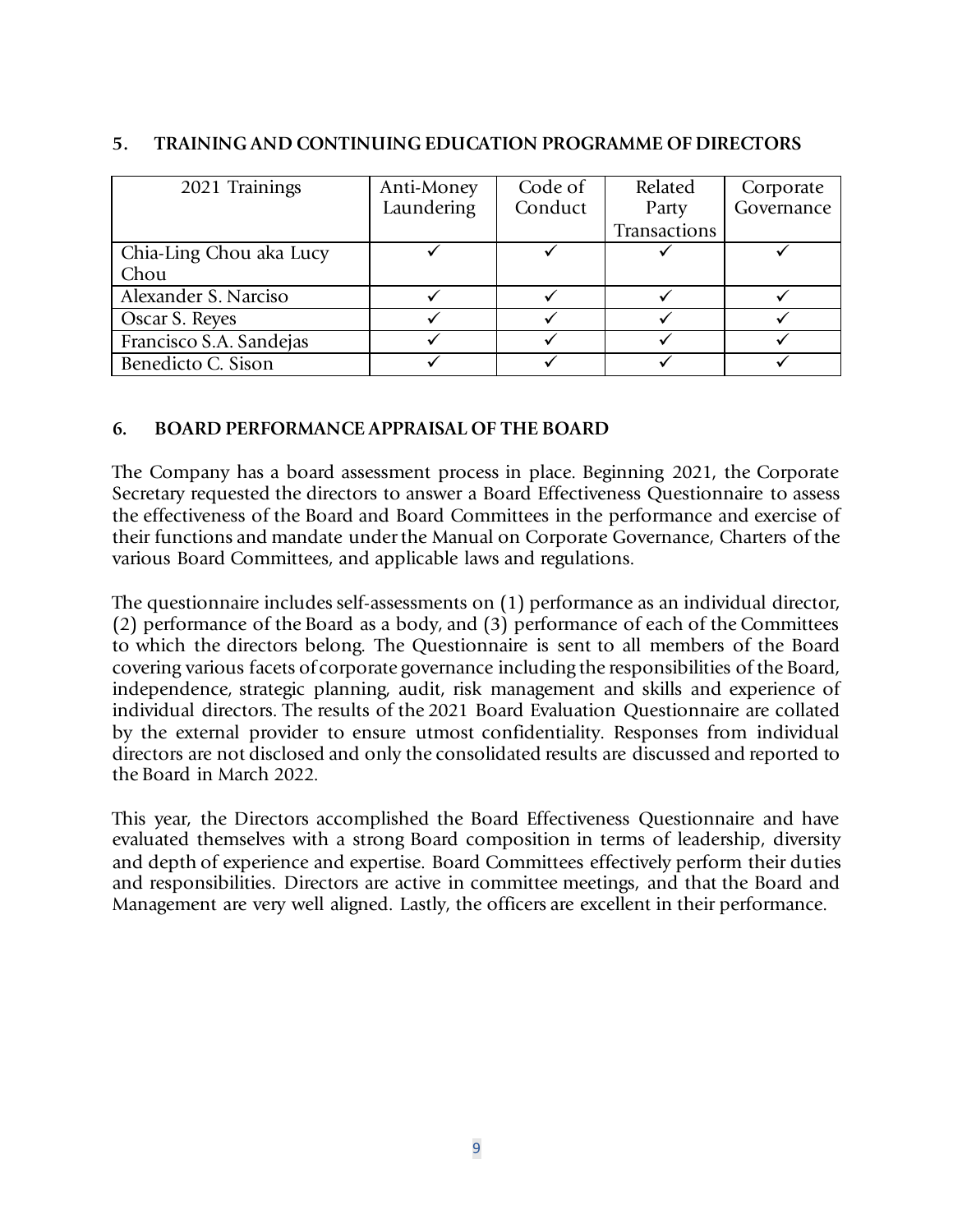### 5. TRAINING AND CONTINUING EDUCATION PROGRAMME OF DIRECTORS

| 2021 Trainings | Anti-Money Laundering | Code of Conduct | Related Party Transactions | Corporate Governance |
|---|---|---|---|---|
| Chia-Ling Chou aka Lucy Chou | ✓ | ✓ | ✓ | ✓ |
| Alexander S. Narciso | ✓ | ✓ | ✓ | ✓ |
| Oscar S. Reyes | ✓ | ✓ | ✓ | ✓ |
| Francisco S.A. Sandejas | ✓ | ✓ | ✓ | ✓ |
| Benedicto C. Sison | ✓ | ✓ | ✓ | ✓ |

### 6. BOARD PERFORMANCE APPRAISAL OF THE BOARD

The Company has a board assessment process in place. Beginning 2021, the Corporate Secretary requested the directors to answer a Board Effectiveness Questionnaire to assess the effectiveness of the Board and Board Committees in the performance and exercise of their functions and mandate under the Manual on Corporate Governance, Charters of the various Board Committees, and applicable laws and regulations.

The questionnaire includes self-assessments on (1) performance as an individual director, (2) performance of the Board as a body, and (3) performance of each of the Committees to which the directors belong. The Questionnaire is sent to all members of the Board covering various facets of corporate governance including the responsibilities of the Board, independence, strategic planning, audit, risk management and skills and experience of individual directors. The results of the 2021 Board Evaluation Questionnaire are collated by the external provider to ensure utmost confidentiality. Responses from individual directors are not disclosed and only the consolidated results are discussed and reported to the Board in March 2022.

This year, the Directors accomplished the Board Effectiveness Questionnaire and have evaluated themselves with a strong Board composition in terms of leadership, diversity and depth of experience and expertise. Board Committees effectively perform their duties and responsibilities. Directors are active in committee meetings, and that the Board and Management are very well aligned. Lastly, the officers are excellent in their performance.